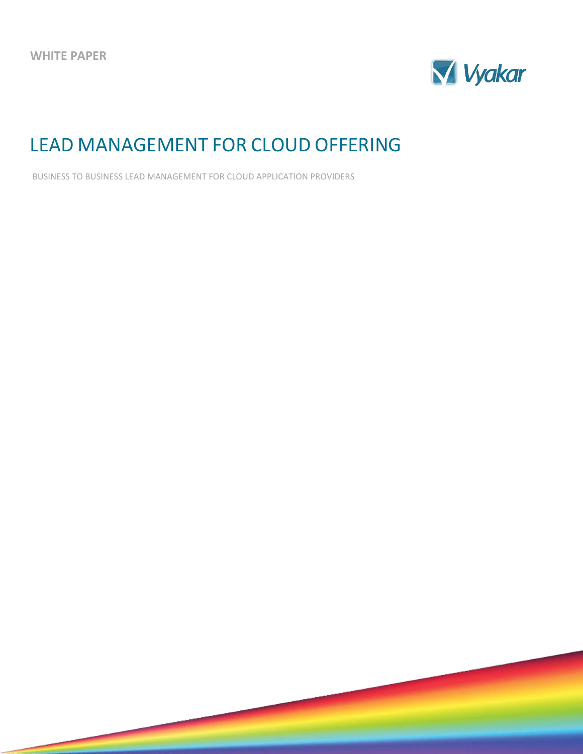WHITE PAPER

Vyakar

# LEAD MANAGEMENT FOR CLOUD OFFERING

BUSINESS TO BUSINESS LEAD MANAGEMENT FOR CLOUD APPLICATION PROVIDERS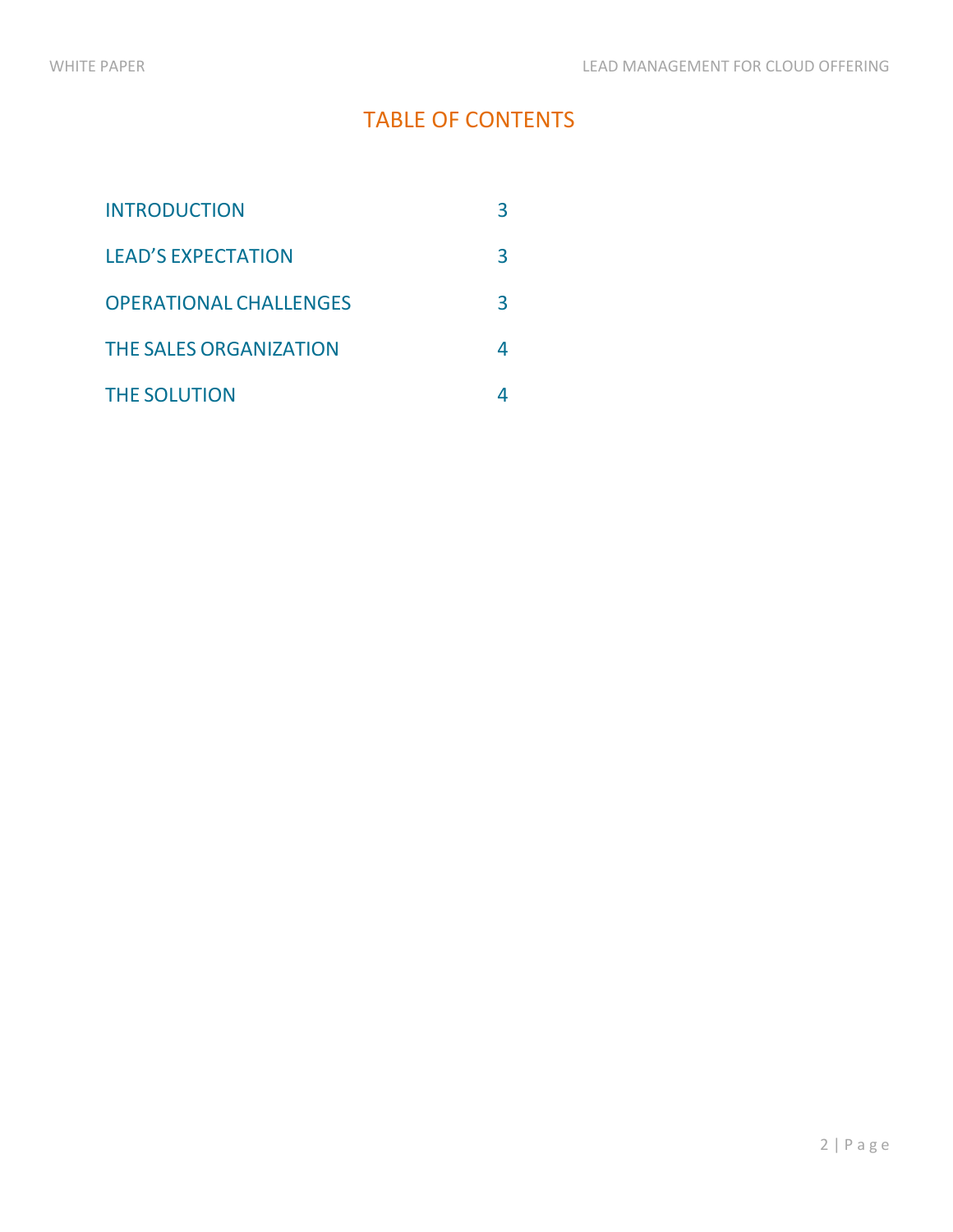# TABLE OF CONTENTS

| | |
|---|---|
| INTRODUCTION | 3 |
| LEAD'S EXPECTATION | 3 |
| OPERATIONAL CHALLENGES | 3 |
| THE SALES ORGANIZATION | 4 |
| THE SOLUTION | 4 |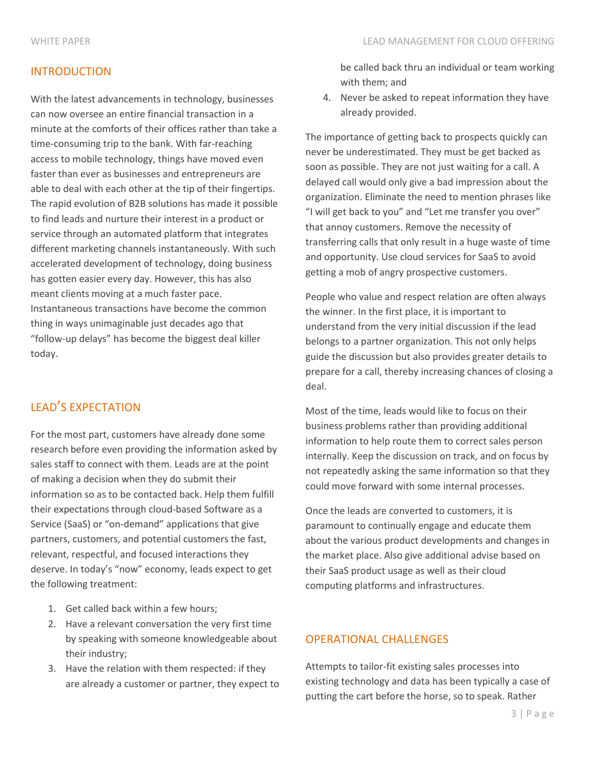## INTRODUCTION

With the latest advancements in technology, businesses can now oversee an entire financial transaction in a minute at the comforts of their offices rather than take a time-consuming trip to the bank. With far-reaching access to mobile technology, things have moved even faster than ever as businesses and entrepreneurs are able to deal with each other at the tip of their fingertips. The rapid evolution of B2B solutions has made it possible to find leads and nurture their interest in a product or service through an automated platform that integrates different marketing channels instantaneously. With such accelerated development of technology, doing business has gotten easier every day. However, this has also meant clients moving at a much faster pace. Instantaneous transactions have become the common thing in ways unimaginable just decades ago that "follow-up delays" has become the biggest deal killer today.

## LEAD'S EXPECTATION

For the most part, customers have already done some research before even providing the information asked by sales staff to connect with them. Leads are at the point of making a decision when they do submit their information so as to be contacted back. Help them fulfill their expectations through cloud-based Software as a Service (SaaS) or "on-demand" applications that give partners, customers, and potential customers the fast, relevant, respectful, and focused interactions they deserve. In today's "now" economy, leads expect to get the following treatment:

1. Get called back within a few hours;
2. Have a relevant conversation the very first time by speaking with someone knowledgeable about their industry;
3. Have the relation with them respected: if they are already a customer or partner, they expect to be called back thru an individual or team working with them; and
4. Never be asked to repeat information they have already provided.

The importance of getting back to prospects quickly can never be underestimated. They must be get backed as soon as possible. They are not just waiting for a call. A delayed call would only give a bad impression about the organization. Eliminate the need to mention phrases like "I will get back to you" and "Let me transfer you over" that annoy customers. Remove the necessity of transferring calls that only result in a huge waste of time and opportunity. Use cloud services for SaaS to avoid getting a mob of angry prospective customers.

People who value and respect relation are often always the winner. In the first place, it is important to understand from the very initial discussion if the lead belongs to a partner organization. This not only helps guide the discussion but also provides greater details to prepare for a call, thereby increasing chances of closing a deal.

Most of the time, leads would like to focus on their business problems rather than providing additional information to help route them to correct sales person internally. Keep the discussion on track, and on focus by not repeatedly asking the same information so that they could move forward with some internal processes.

Once the leads are converted to customers, it is paramount to continually engage and educate them about the various product developments and changes in the market place. Also give additional advise based on their SaaS product usage as well as their cloud computing platforms and infrastructures.

## OPERATIONAL CHALLENGES

Attempts to tailor-fit existing sales processes into existing technology and data has been typically a case of putting the cart before the horse, so to speak. Rather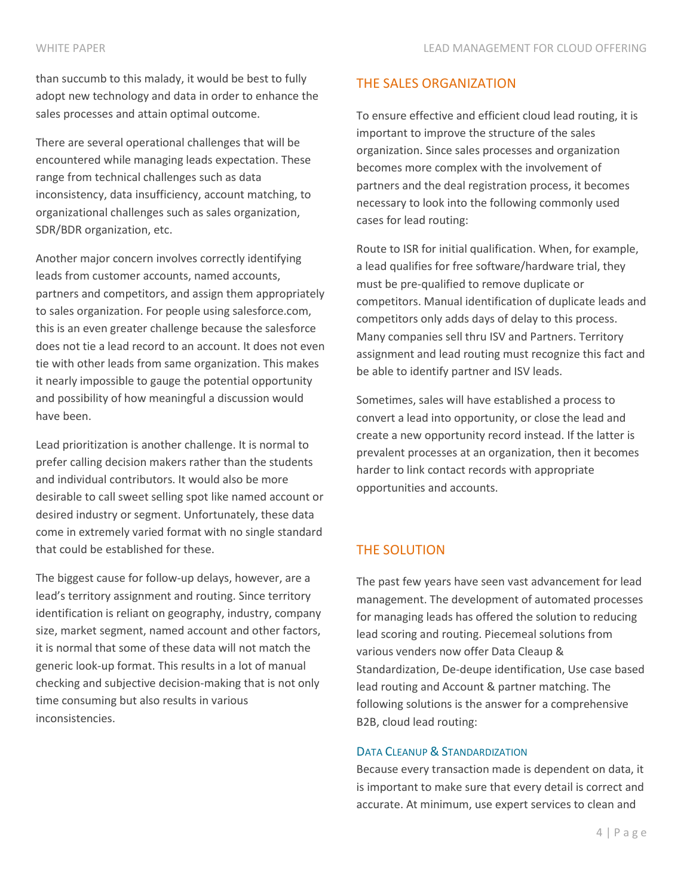than succumb to this malady, it would be best to fully adopt new technology and data in order to enhance the sales processes and attain optimal outcome.

There are several operational challenges that will be encountered while managing leads expectation. These range from technical challenges such as data inconsistency, data insufficiency, account matching, to organizational challenges such as sales organization, SDR/BDR organization, etc.

Another major concern involves correctly identifying leads from customer accounts, named accounts, partners and competitors, and assign them appropriately to sales organization. For people using salesforce.com, this is an even greater challenge because the salesforce does not tie a lead record to an account. It does not even tie with other leads from same organization. This makes it nearly impossible to gauge the potential opportunity and possibility of how meaningful a discussion would have been.

Lead prioritization is another challenge. It is normal to prefer calling decision makers rather than the students and individual contributors. It would also be more desirable to call sweet selling spot like named account or desired industry or segment. Unfortunately, these data come in extremely varied format with no single standard that could be established for these.

The biggest cause for follow-up delays, however, are a lead's territory assignment and routing. Since territory identification is reliant on geography, industry, company size, market segment, named account and other factors, it is normal that some of these data will not match the generic look-up format. This results in a lot of manual checking and subjective decision-making that is not only time consuming but also results in various inconsistencies.

## THE SALES ORGANIZATION

To ensure effective and efficient cloud lead routing, it is important to improve the structure of the sales organization. Since sales processes and organization becomes more complex with the involvement of partners and the deal registration process, it becomes necessary to look into the following commonly used cases for lead routing:

Route to ISR for initial qualification. When, for example, a lead qualifies for free software/hardware trial, they must be pre-qualified to remove duplicate or competitors. Manual identification of duplicate leads and competitors only adds days of delay to this process. Many companies sell thru ISV and Partners. Territory assignment and lead routing must recognize this fact and be able to identify partner and ISV leads.

Sometimes, sales will have established a process to convert a lead into opportunity, or close the lead and create a new opportunity record instead. If the latter is prevalent processes at an organization, then it becomes harder to link contact records with appropriate opportunities and accounts.

## THE SOLUTION

The past few years have seen vast advancement for lead management. The development of automated processes for managing leads has offered the solution to reducing lead scoring and routing. Piecemeal solutions from various venders now offer Data Cleaup & Standardization, De-deupe identification, Use case based lead routing and Account & partner matching. The following solutions is the answer for a comprehensive B2B, cloud lead routing:

### Data Cleanup & Standardization

Because every transaction made is dependent on data, it is important to make sure that every detail is correct and accurate. At minimum, use expert services to clean and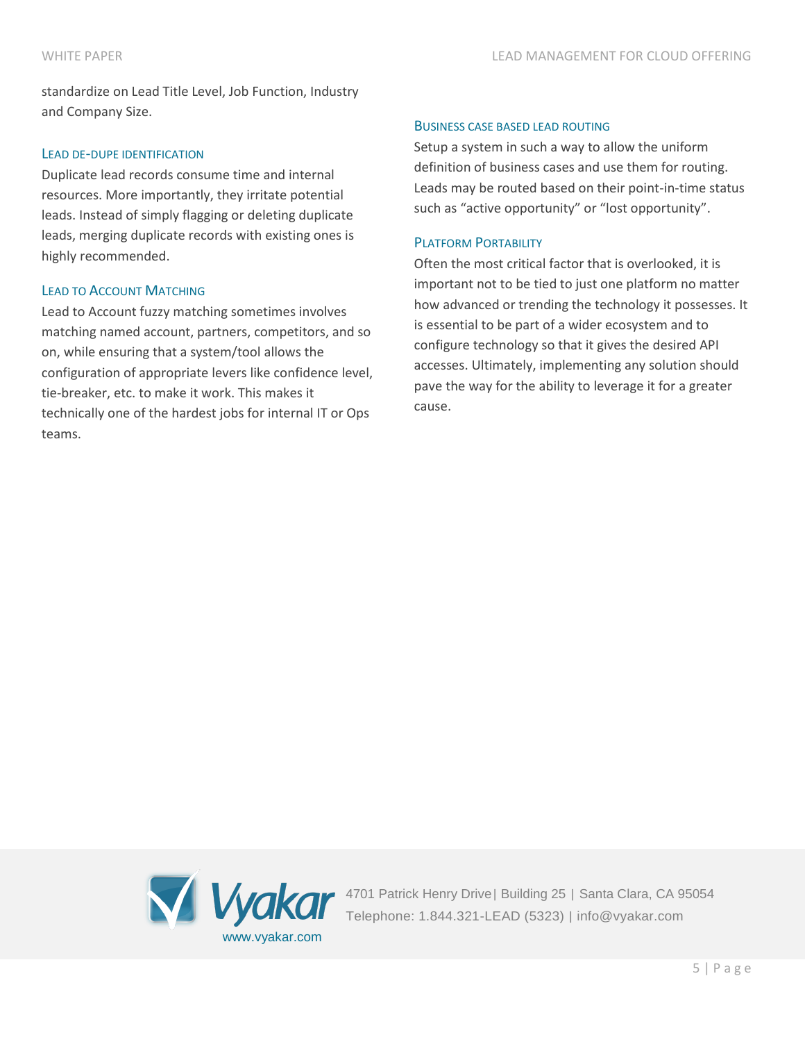standardize on Lead Title Level, Job Function, Industry and Company Size.

### Lead de-dupe identification

Duplicate lead records consume time and internal resources. More importantly, they irritate potential leads. Instead of simply flagging or deleting duplicate leads, merging duplicate records with existing ones is highly recommended.

### Lead to Account Matching

Lead to Account fuzzy matching sometimes involves matching named account, partners, competitors, and so on, while ensuring that a system/tool allows the configuration of appropriate levers like confidence level, tie-breaker, etc. to make it work. This makes it technically one of the hardest jobs for internal IT or Ops teams.

### Business case based lead routing

Setup a system in such a way to allow the uniform definition of business cases and use them for routing. Leads may be routed based on their point-in-time status such as "active opportunity" or "lost opportunity".

### Platform Portability

Often the most critical factor that is overlooked, it is important not to be tied to just one platform no matter how advanced or trending the technology it possesses. It is essential to be part of a wider ecosystem and to configure technology so that it gives the desired API accesses. Ultimately, implementing any solution should pave the way for the ability to leverage it for a greater cause.

Vyakar
www.vyakar.com

4701 Patrick Henry Drive | Building 25 | Santa Clara, CA 95054
Telephone: 1.844.321-LEAD (5323) | info@vyakar.com